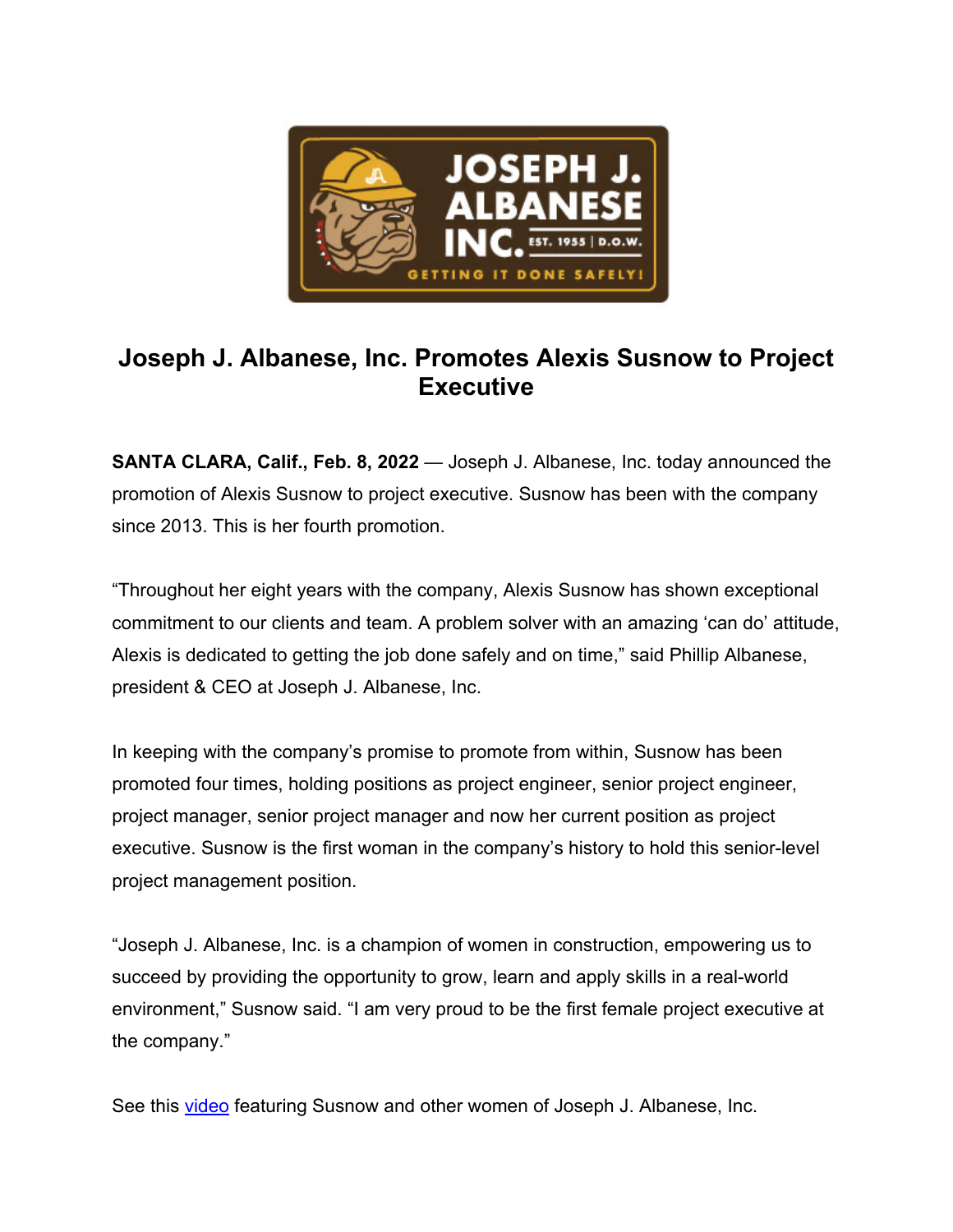# Joseph J. Albanese, Inc. Promotes Alexis Susnow to Project Executive

**SANTA CLARA, Calif., Feb. 8, 2022** — Joseph J. Albanese, Inc. today announced the promotion of Alexis Susnow to project executive. Susnow has been with the company since 2013. This is her fourth promotion.

"Throughout her eight years with the company, Alexis Susnow has shown exceptional commitment to our clients and team. A problem solver with an amazing 'can do' attitude, Alexis is dedicated to getting the job done safely and on time," said Phillip Albanese, president & CEO at Joseph J. Albanese, Inc.

In keeping with the company's promise to promote from within, Susnow has been promoted four times, holding positions as project engineer, senior project engineer, project manager, senior project manager and now her current position as project executive. Susnow is the first woman in the company's history to hold this senior-level project management position.

"Joseph J. Albanese, Inc. is a champion of women in construction, empowering us to succeed by providing the opportunity to grow, learn and apply skills in a real-world environment," Susnow said. "I am very proud to be the first female project executive at the company."

See this video featuring Susnow and other women of Joseph J. Albanese, Inc.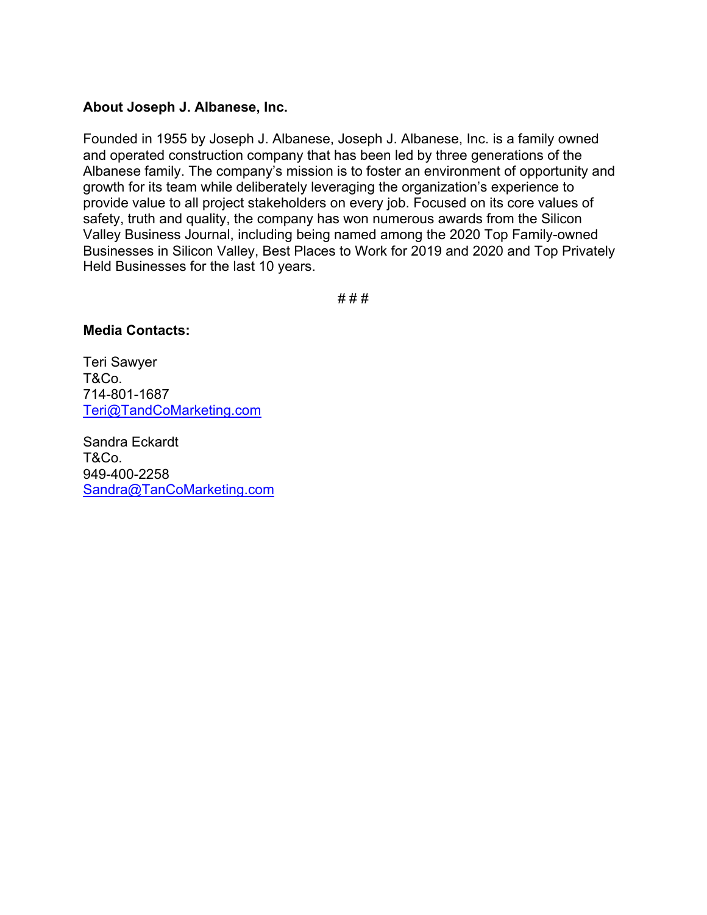**About Joseph J. Albanese, Inc.**

Founded in 1955 by Joseph J. Albanese, Joseph J. Albanese, Inc. is a family owned and operated construction company that has been led by three generations of the Albanese family. The company's mission is to foster an environment of opportunity and growth for its team while deliberately leveraging the organization's experience to provide value to all project stakeholders on every job. Focused on its core values of safety, truth and quality, the company has won numerous awards from the Silicon Valley Business Journal, including being named among the 2020 Top Family-owned Businesses in Silicon Valley, Best Places to Work for 2019 and 2020 and Top Privately Held Businesses for the last 10 years.

# # #

**Media Contacts:**

Teri Sawyer
T&Co.
714-801-1687
Teri@TandCoMarketing.com

Sandra Eckardt
T&Co.
949-400-2258
Sandra@TanCoMarketing.com